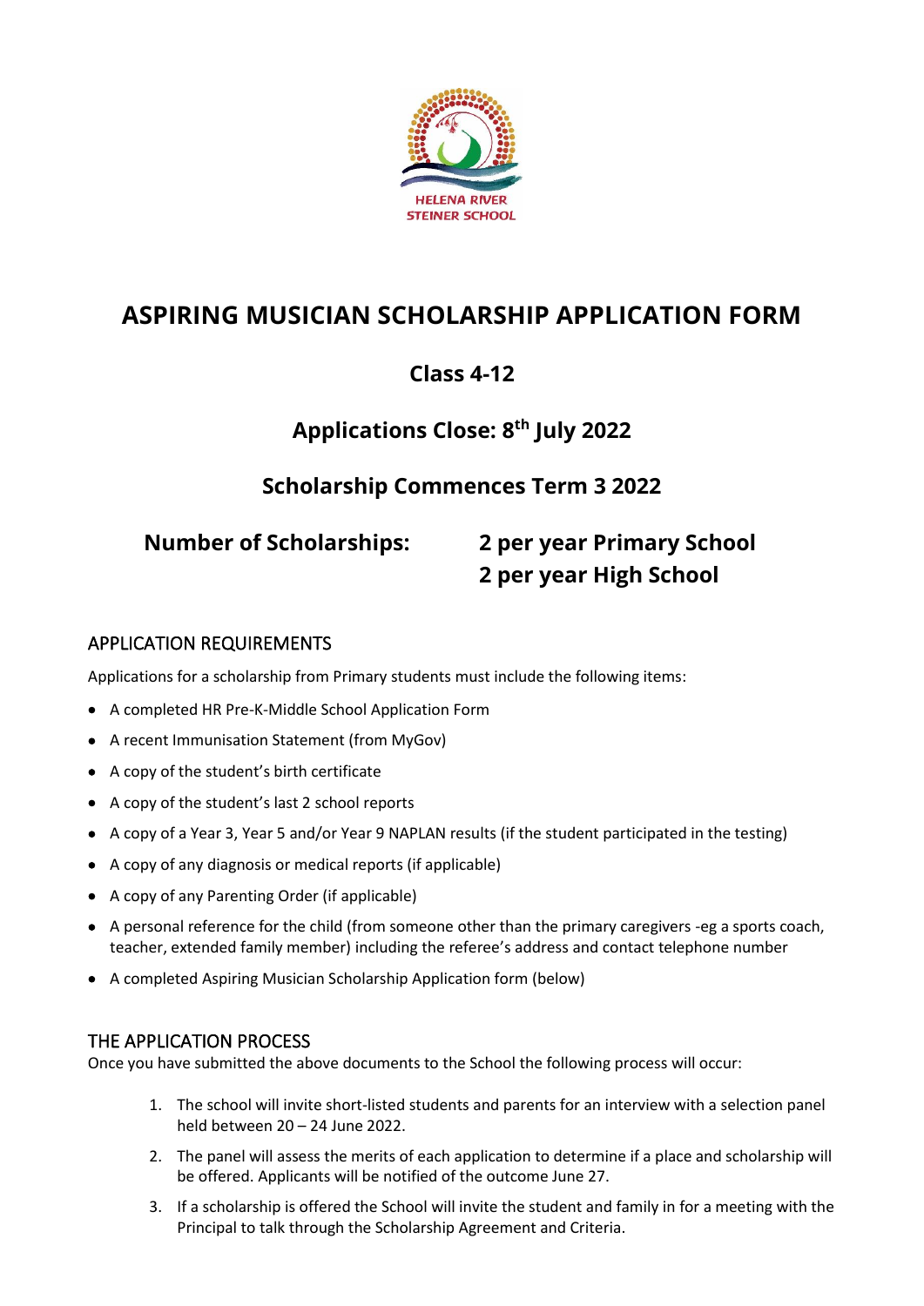HELENA RIVER STEINER SCHOOL

# ASPIRING MUSICIAN SCHOLARSHIP APPLICATION FORM

## Class 4-12

## Applications Close: 8th July 2022

## Scholarship Commences Term 3 2022

**Number of Scholarships:** **2 per year Primary School**
**2 per year High School**

## APPLICATION REQUIREMENTS

Applications for a scholarship from Primary students must include the following items:

- A completed HR Pre-K-Middle School Application Form
- A recent Immunisation Statement (from MyGov)
- A copy of the student's birth certificate
- A copy of the student's last 2 school reports
- A copy of a Year 3, Year 5 and/or Year 9 NAPLAN results (if the student participated in the testing)
- A copy of any diagnosis or medical reports (if applicable)
- A copy of any Parenting Order (if applicable)
- A personal reference for the child (from someone other than the primary caregivers -eg a sports coach, teacher, extended family member) including the referee's address and contact telephone number
- A completed Aspiring Musician Scholarship Application form (below)

## THE APPLICATION PROCESS

Once you have submitted the above documents to the School the following process will occur:

1. The school will invite short-listed students and parents for an interview with a selection panel held between 20 – 24 June 2022.
2. The panel will assess the merits of each application to determine if a place and scholarship will be offered. Applicants will be notified of the outcome June 27.
3. If a scholarship is offered the School will invite the student and family in for a meeting with the Principal to talk through the Scholarship Agreement and Criteria.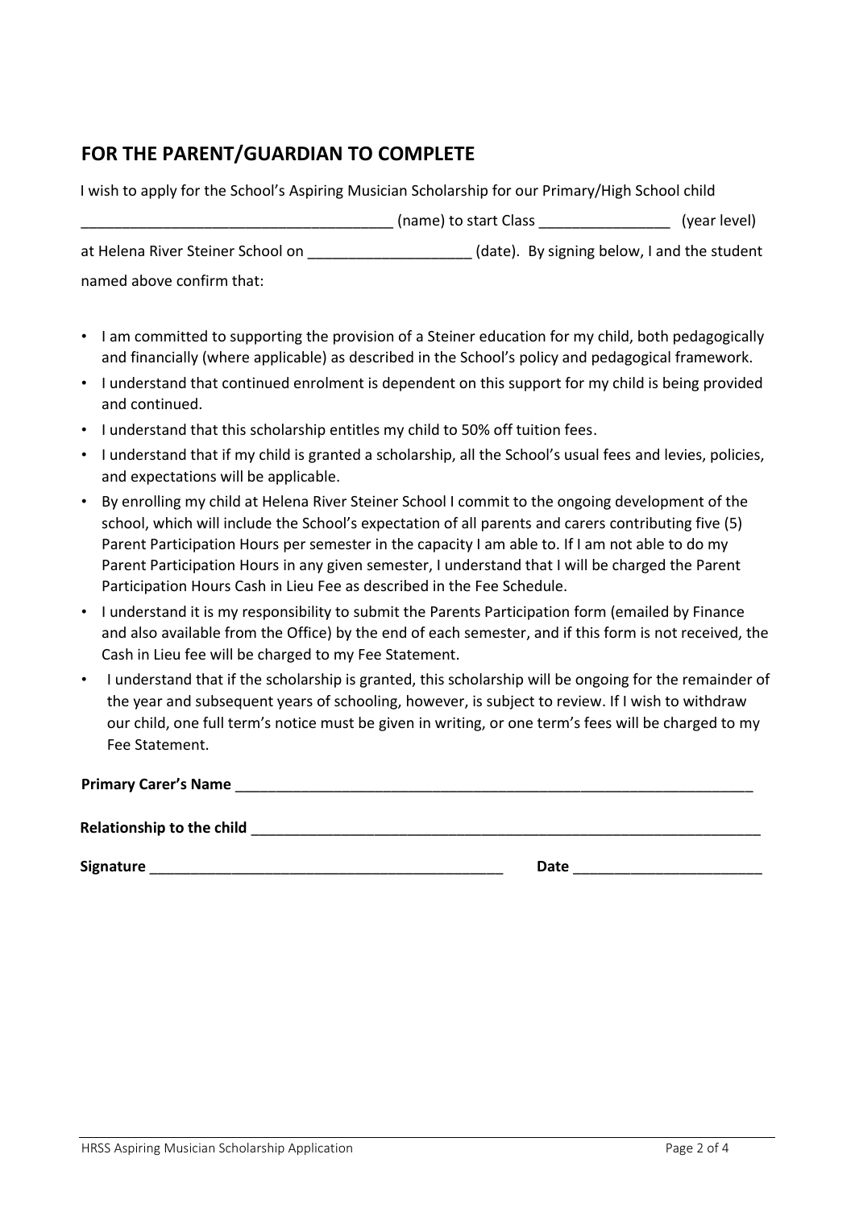## FOR THE PARENT/GUARDIAN TO COMPLETE

I wish to apply for the School's Aspiring Musician Scholarship for our Primary/High School child

_____________________________________ (name) to start Class ________________ (year level)

at Helena River Steiner School on ____________________ (date). By signing below, I and the student named above confirm that:

- I am committed to supporting the provision of a Steiner education for my child, both pedagogically and financially (where applicable) as described in the School's policy and pedagogical framework.
- I understand that continued enrolment is dependent on this support for my child is being provided and continued.
- I understand that this scholarship entitles my child to 50% off tuition fees.
- I understand that if my child is granted a scholarship, all the School's usual fees and levies, policies, and expectations will be applicable.
- By enrolling my child at Helena River Steiner School I commit to the ongoing development of the school, which will include the School's expectation of all parents and carers contributing five (5) Parent Participation Hours per semester in the capacity I am able to. If I am not able to do my Parent Participation Hours in any given semester, I understand that I will be charged the Parent Participation Hours Cash in Lieu Fee as described in the Fee Schedule.
- I understand it is my responsibility to submit the Parents Participation form (emailed by Finance and also available from the Office) by the end of each semester, and if this form is not received, the Cash in Lieu fee will be charged to my Fee Statement.
- I understand that if the scholarship is granted, this scholarship will be ongoing for the remainder of the year and subsequent years of schooling, however, is subject to review. If I wish to withdraw our child, one full term's notice must be given in writing, or one term's fees will be charged to my Fee Statement.

**Primary Carer's Name** _________________________________________________________________

**Relationship to the child** _______________________________________________________________

**Signature** ____________________________________________ **Date** _______________________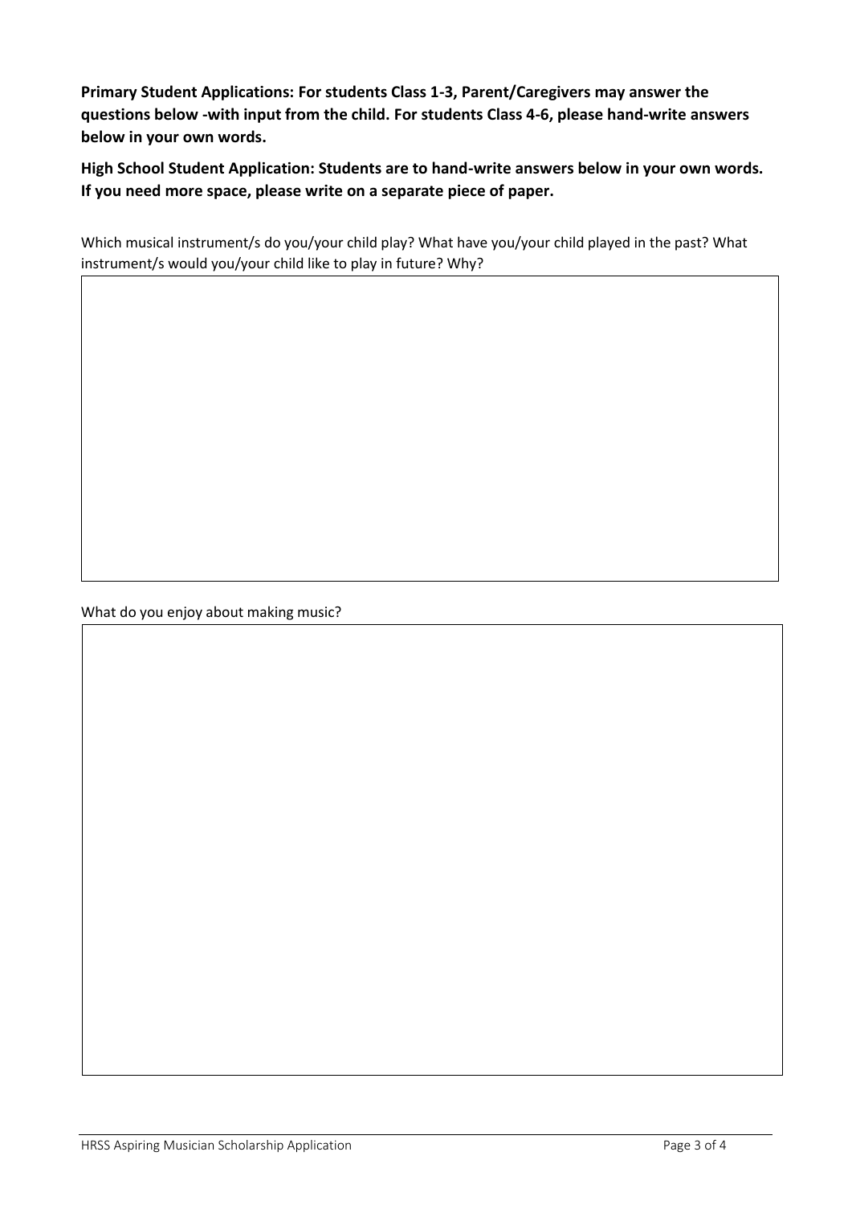**Primary Student Applications: For students Class 1-3, Parent/Caregivers may answer the questions below -with input from the child. For students Class 4-6, please hand-write answers below in your own words.**

**High School Student Application: Students are to hand-write answers below in your own words. If you need more space, please write on a separate piece of paper.**

Which musical instrument/s do you/your child play? What have you/your child played in the past? What instrument/s would you/your child like to play in future? Why?

What do you enjoy about making music?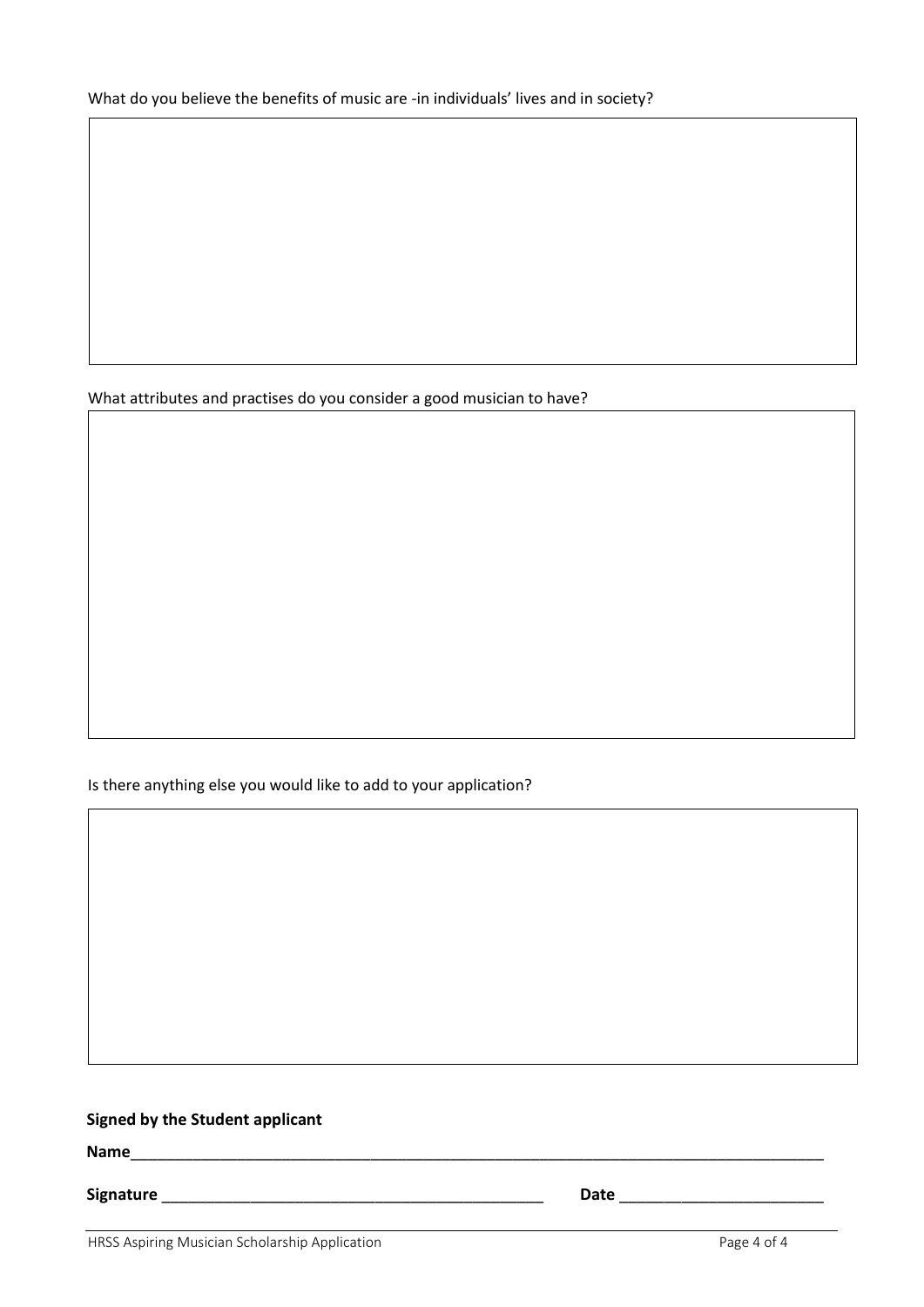What do you believe the benefits of music are -in individuals' lives and in society?

| |
|---|
| |

What attributes and practises do you consider a good musician to have?

| |
|---|
| |

Is there anything else you would like to add to your application?

| |
|---|
| |

**Signed by the Student applicant**

**Name**\_\_\_\_\_\_\_\_\_\_\_\_\_\_\_\_\_\_\_\_\_\_\_\_\_\_\_\_\_\_\_\_\_\_\_\_\_\_\_\_\_\_\_\_\_\_\_\_\_\_\_\_\_\_\_\_\_\_\_\_\_\_\_\_\_\_\_\_\_\_\_\_\_\_\_\_

**Signature** \_\_\_\_\_\_\_\_\_\_\_\_\_\_\_\_\_\_\_\_\_\_\_\_\_\_\_\_\_\_\_\_\_\_\_\_\_\_\_\_\_\_\_\_ **Date** \_\_\_\_\_\_\_\_\_\_\_\_\_\_\_\_\_\_\_\_\_\_\_\_